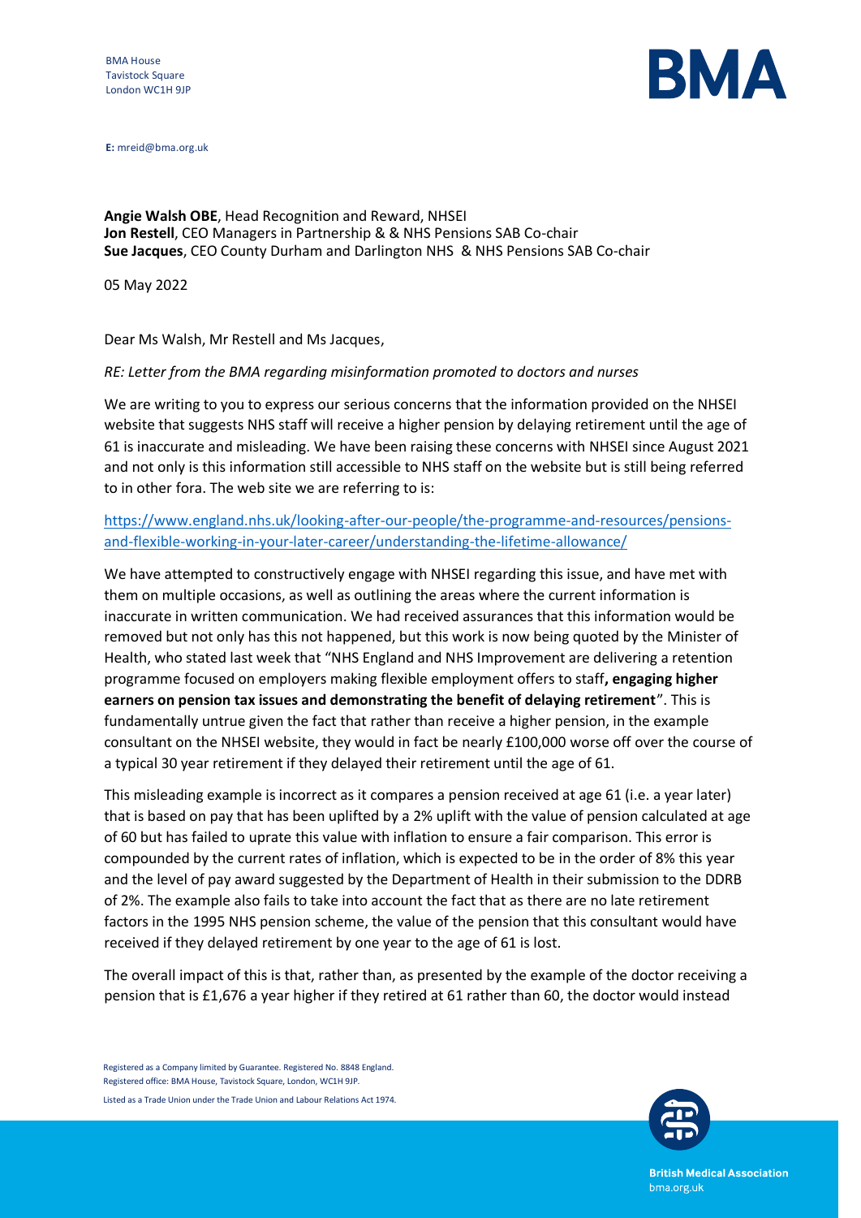BMA House
Tavistock Square
London WC1H 9JP

**E:** mreid@bma.org.uk

**Angie Walsh OBE**, Head Recognition and Reward, NHSEI
**Jon Restell**, CEO Managers in Partnership & & NHS Pensions SAB Co-chair
**Sue Jacques**, CEO County Durham and Darlington NHS & NHS Pensions SAB Co-chair

05 May 2022

Dear Ms Walsh, Mr Restell and Ms Jacques,

*RE: Letter from the BMA regarding misinformation promoted to doctors and nurses*

We are writing to you to express our serious concerns that the information provided on the NHSEI website that suggests NHS staff will receive a higher pension by delaying retirement until the age of 61 is inaccurate and misleading. We have been raising these concerns with NHSEI since August 2021 and not only is this information still accessible to NHS staff on the website but is still being referred to in other fora. The web site we are referring to is:

https://www.england.nhs.uk/looking-after-our-people/the-programme-and-resources/pensions-and-flexible-working-in-your-later-career/understanding-the-lifetime-allowance/

We have attempted to constructively engage with NHSEI regarding this issue, and have met with them on multiple occasions, as well as outlining the areas where the current information is inaccurate in written communication. We had received assurances that this information would be removed but not only has this not happened, but this work is now being quoted by the Minister of Health, who stated last week that "NHS England and NHS Improvement are delivering a retention programme focused on employers making flexible employment offers to staff**, engaging higher earners on pension tax issues and demonstrating the benefit of delaying retirement**". This is fundamentally untrue given the fact that rather than receive a higher pension, in the example consultant on the NHSEI website, they would in fact be nearly £100,000 worse off over the course of a typical 30 year retirement if they delayed their retirement until the age of 61.

This misleading example is incorrect as it compares a pension received at age 61 (i.e. a year later) that is based on pay that has been uplifted by a 2% uplift with the value of pension calculated at age of 60 but has failed to uprate this value with inflation to ensure a fair comparison. This error is compounded by the current rates of inflation, which is expected to be in the order of 8% this year and the level of pay award suggested by the Department of Health in their submission to the DDRB of 2%. The example also fails to take into account the fact that as there are no late retirement factors in the 1995 NHS pension scheme, the value of the pension that this consultant would have received if they delayed retirement by one year to the age of 61 is lost.

The overall impact of this is that, rather than, as presented by the example of the doctor receiving a pension that is £1,676 a year higher if they retired at 61 rather than 60, the doctor would instead

Registered as a Company limited by Guarantee. Registered No. 8848 England.
Registered office: BMA House, Tavistock Square, London, WC1H 9JP.

Listed as a Trade Union under the Trade Union and Labour Relations Act 1974.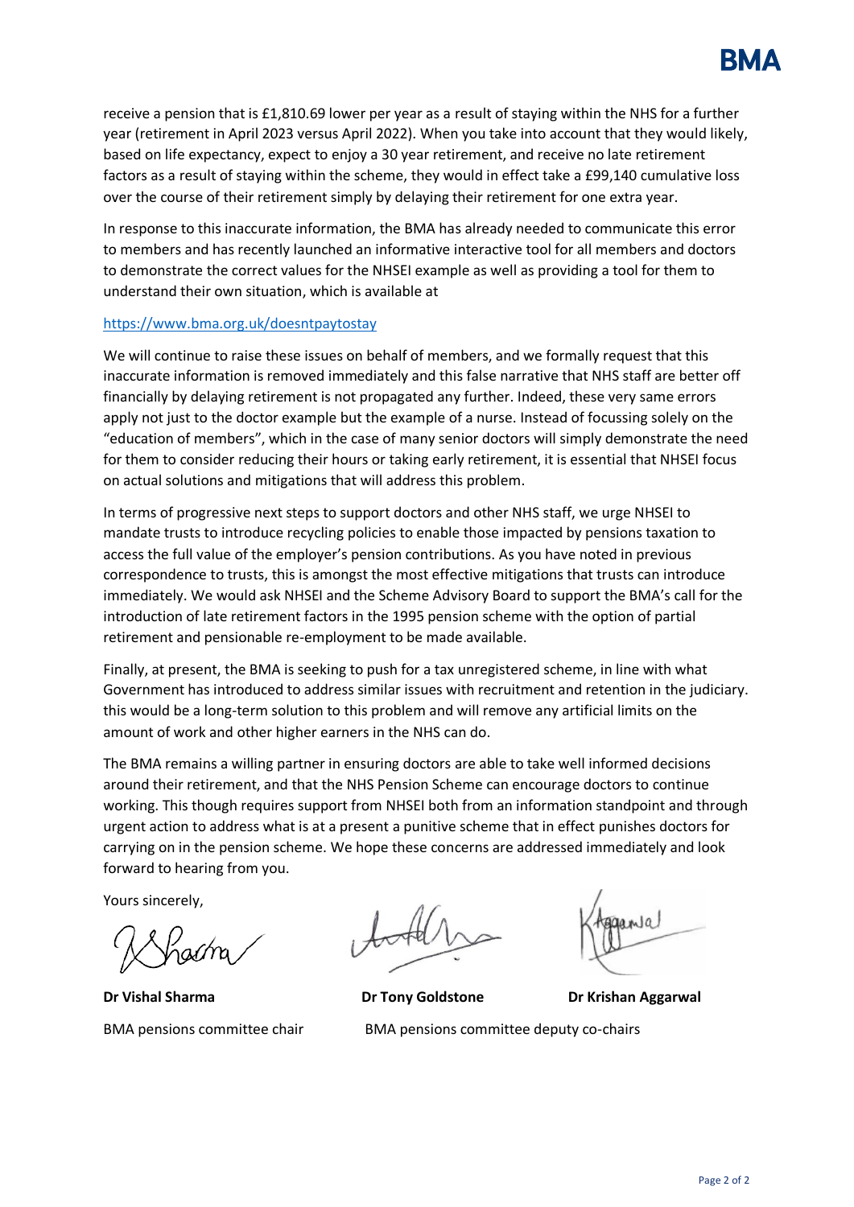receive a pension that is £1,810.69 lower per year as a result of staying within the NHS for a further year (retirement in April 2023 versus April 2022). When you take into account that they would likely, based on life expectancy, expect to enjoy a 30 year retirement, and receive no late retirement factors as a result of staying within the scheme, they would in effect take a £99,140 cumulative loss over the course of their retirement simply by delaying their retirement for one extra year.

In response to this inaccurate information, the BMA has already needed to communicate this error to members and has recently launched an informative interactive tool for all members and doctors to demonstrate the correct values for the NHSEI example as well as providing a tool for them to understand their own situation, which is available at

https://www.bma.org.uk/doesntpaytostay

We will continue to raise these issues on behalf of members, and we formally request that this inaccurate information is removed immediately and this false narrative that NHS staff are better off financially by delaying retirement is not propagated any further. Indeed, these very same errors apply not just to the doctor example but the example of a nurse. Instead of focussing solely on the "education of members", which in the case of many senior doctors will simply demonstrate the need for them to consider reducing their hours or taking early retirement, it is essential that NHSEI focus on actual solutions and mitigations that will address this problem.

In terms of progressive next steps to support doctors and other NHS staff, we urge NHSEI to mandate trusts to introduce recycling policies to enable those impacted by pensions taxation to access the full value of the employer's pension contributions. As you have noted in previous correspondence to trusts, this is amongst the most effective mitigations that trusts can introduce immediately. We would ask NHSEI and the Scheme Advisory Board to support the BMA's call for the introduction of late retirement factors in the 1995 pension scheme with the option of partial retirement and pensionable re-employment to be made available.

Finally, at present, the BMA is seeking to push for a tax unregistered scheme, in line with what Government has introduced to address similar issues with recruitment and retention in the judiciary. this would be a long-term solution to this problem and will remove any artificial limits on the amount of work and other higher earners in the NHS can do.

The BMA remains a willing partner in ensuring doctors are able to take well informed decisions around their retirement, and that the NHS Pension Scheme can encourage doctors to continue working. This though requires support from NHSEI both from an information standpoint and through urgent action to address what is at a present a punitive scheme that in effect punishes doctors for carrying on in the pension scheme. We hope these concerns are addressed immediately and look forward to hearing from you.

Yours sincerely,

**Dr Vishal Sharma**
BMA pensions committee chair

**Dr Tony Goldstone** **Dr Krishan Aggarwal**
BMA pensions committee deputy co-chairs